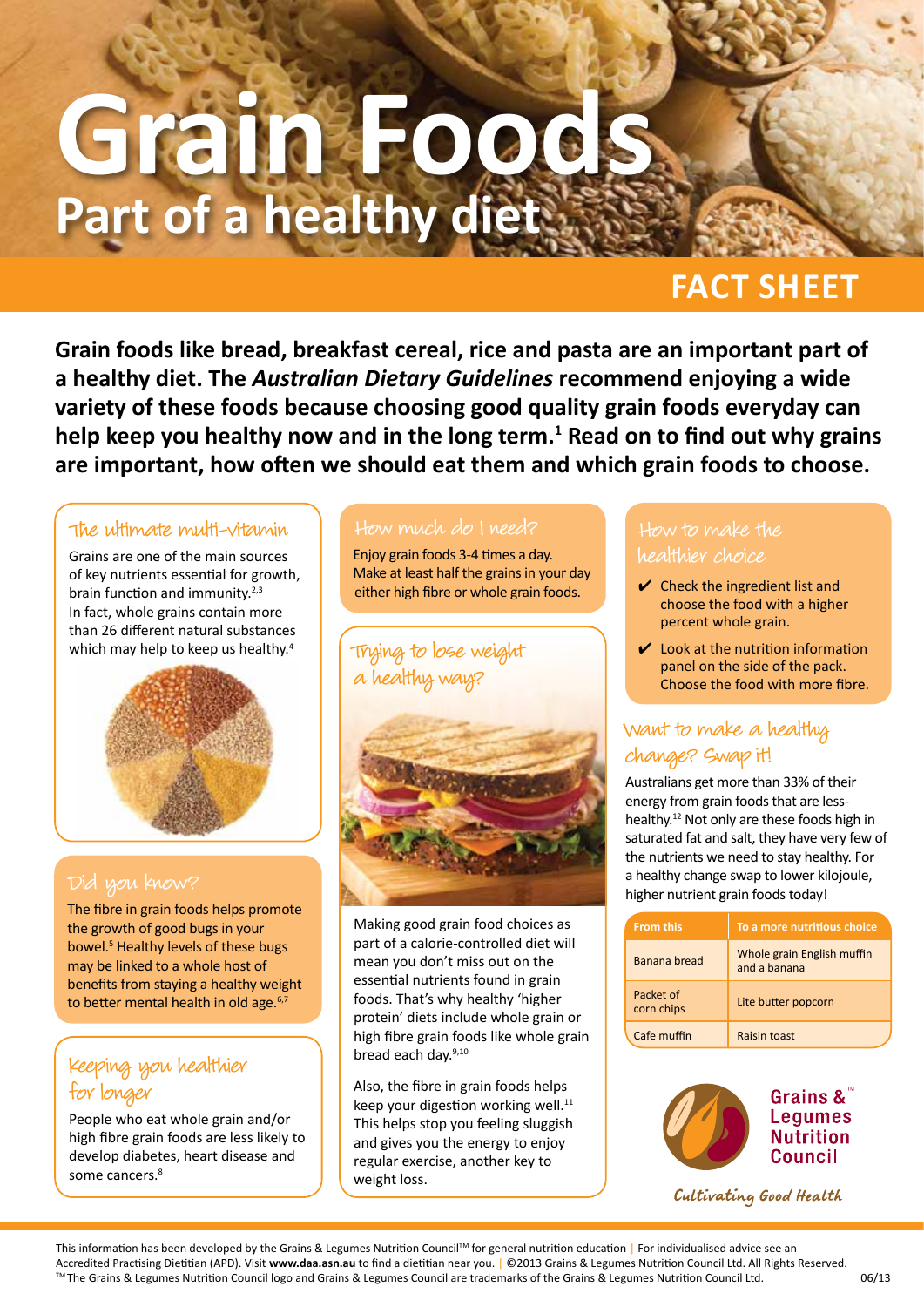# Grain Foods

## Part of a healthy diet

FACT SHEET

**Grain foods like bread, breakfast cereal, rice and pasta are an important part of a healthy diet. The *Australian Dietary Guidelines* recommend enjoying a wide variety of these foods because choosing good quality grain foods everyday can help keep you healthy now and in the long term.[1] Read on to find out why grains are important, how often we should eat them and which grain foods to choose.**

### The ultimate multi-vitamin

Grains are one of the main sources of key nutrients essential for growth, brain function and immunity.[2,3] In fact, whole grains contain more than 26 different natural substances which may help to keep us healthy.[4]

### Did you know?

The fibre in grain foods helps promote the growth of good bugs in your bowel.[5] Healthy levels of these bugs may be linked to a whole host of benefits from staying a healthy weight to better mental health in old age.[6,7]

### Keeping you healthier for longer

People who eat whole grain and/or high fibre grain foods are less likely to develop diabetes, heart disease and some cancers.[8]

### How much do I need?

Enjoy grain foods 3-4 times a day. Make at least half the grains in your day either high fibre or whole grain foods.

### Trying to lose weight a healthy way?

Making good grain food choices as part of a calorie-controlled diet will mean you don't miss out on the essential nutrients found in grain foods. That's why healthy 'higher protein' diets include whole grain or high fibre grain foods like whole grain bread each day.[9,10]

Also, the fibre in grain foods helps keep your digestion working well.[11] This helps stop you feeling sluggish and gives you the energy to enjoy regular exercise, another key to weight loss.

### How to make the healthier choice

- ✔ Check the ingredient list and choose the food with a higher percent whole grain.
- ✔ Look at the nutrition information panel on the side of the pack. Choose the food with more fibre.

### Want to make a healthy change? Swap it!

Australians get more than 33% of their energy from grain foods that are less-healthy.[12] Not only are these foods high in saturated fat and salt, they have very few of the nutrients we need to stay healthy. For a healthy change swap to lower kilojoule, higher nutrient grain foods today!

| From this | To a more nutritious choice |
| --- | --- |
| Banana bread | Whole grain English muffin and a banana |
| Packet of corn chips | Lite butter popcorn |
| Cafe muffin | Raisin toast |

Grains & Legumes Nutrition Council™

*Cultivating Good Health*

This information has been developed by the Grains & Legumes Nutrition Council™ for general nutrition education | For individualised advice see an Accredited Practising Dietitian (APD). Visit **www.daa.asn.au** to find a dietitian near you. | ©2013 Grains & Legumes Nutrition Council Ltd. All Rights Reserved.
™ The Grains & Legumes Nutrition Council logo and Grains & Legumes Council are trademarks of the Grains & Legumes Nutrition Council Ltd. 06/13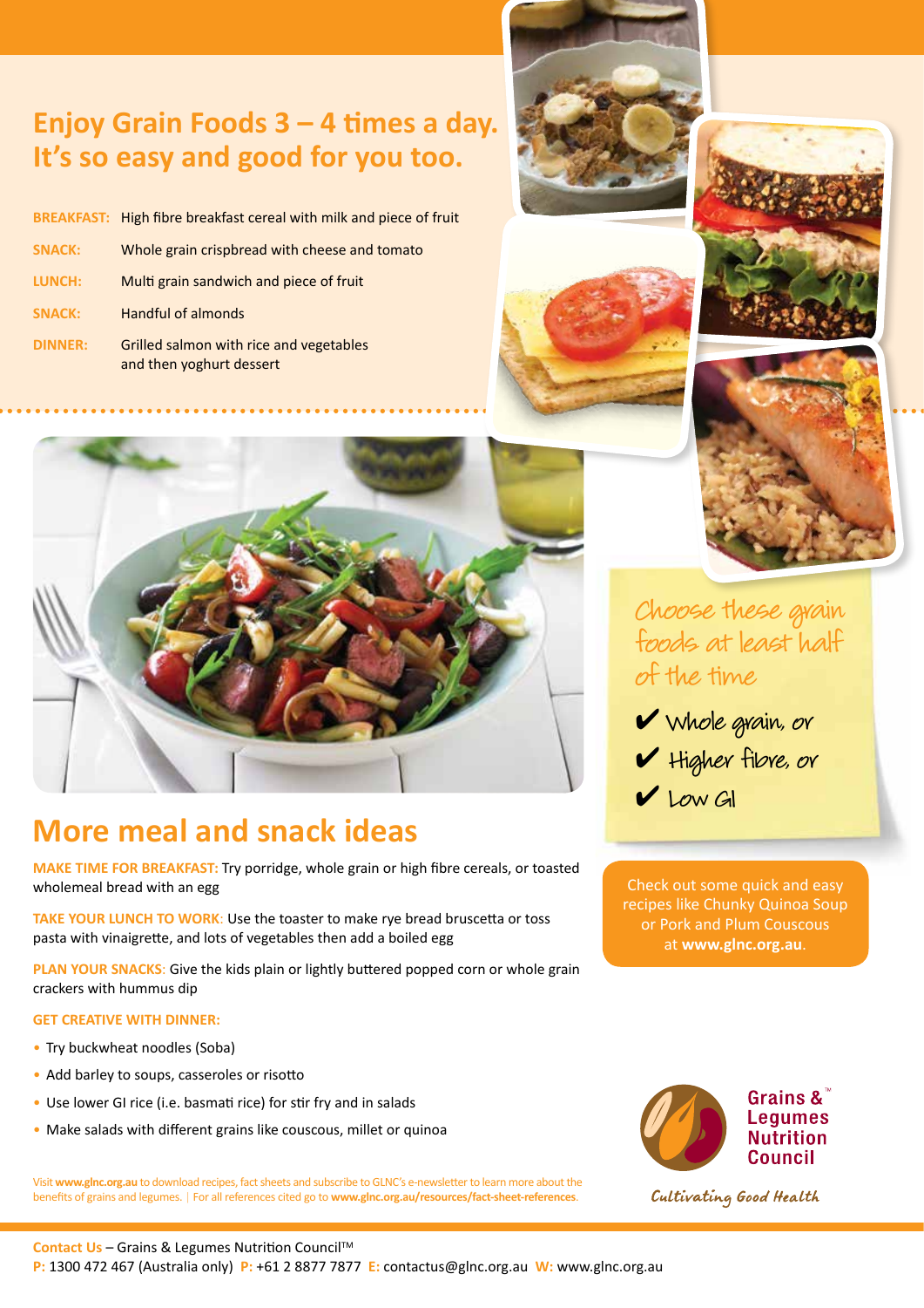## Enjoy Grain Foods 3 – 4 times a day. It's so easy and good for you too.

**BREAKFAST:** High fibre breakfast cereal with milk and piece of fruit

**SNACK:** Whole grain crispbread with cheese and tomato

**LUNCH:** Multi grain sandwich and piece of fruit

**SNACK:** Handful of almonds

**DINNER:** Grilled salmon with rice and vegetables and then yoghurt dessert

Choose these grain foods at least half of the time

- ✔ Whole grain, or
- ✔ Higher fibre, or
- ✔ Low GI

## More meal and snack ideas

**MAKE TIME FOR BREAKFAST:** Try porridge, whole grain or high fibre cereals, or toasted wholemeal bread with an egg

**TAKE YOUR LUNCH TO WORK:** Use the toaster to make rye bread bruscetta or toss pasta with vinaigrette, and lots of vegetables then add a boiled egg

**PLAN YOUR SNACKS:** Give the kids plain or lightly buttered popped corn or whole grain crackers with hummus dip

**GET CREATIVE WITH DINNER:**

- Try buckwheat noodles (Soba)
- Add barley to soups, casseroles or risotto
- Use lower GI rice (i.e. basmati rice) for stir fry and in salads
- Make salads with different grains like couscous, millet or quinoa

Check out some quick and easy recipes like Chunky Quinoa Soup or Pork and Plum Couscous at **www.glnc.org.au**.

Visit **www.glnc.org.au** to download recipes, fact sheets and subscribe to GLNC's e-newsletter to learn more about the benefits of grains and legumes. | For all references cited go to **www.glnc.org.au/resources/fact-sheet-references**.

Grains & Legumes Nutrition Council™

*Cultivating Good Health*

**Contact Us** – Grains & Legumes Nutrition Council™
**P:** 1300 472 467 (Australia only) **P:** +61 2 8877 7877 **E:** contactus@glnc.org.au **W:** www.glnc.org.au